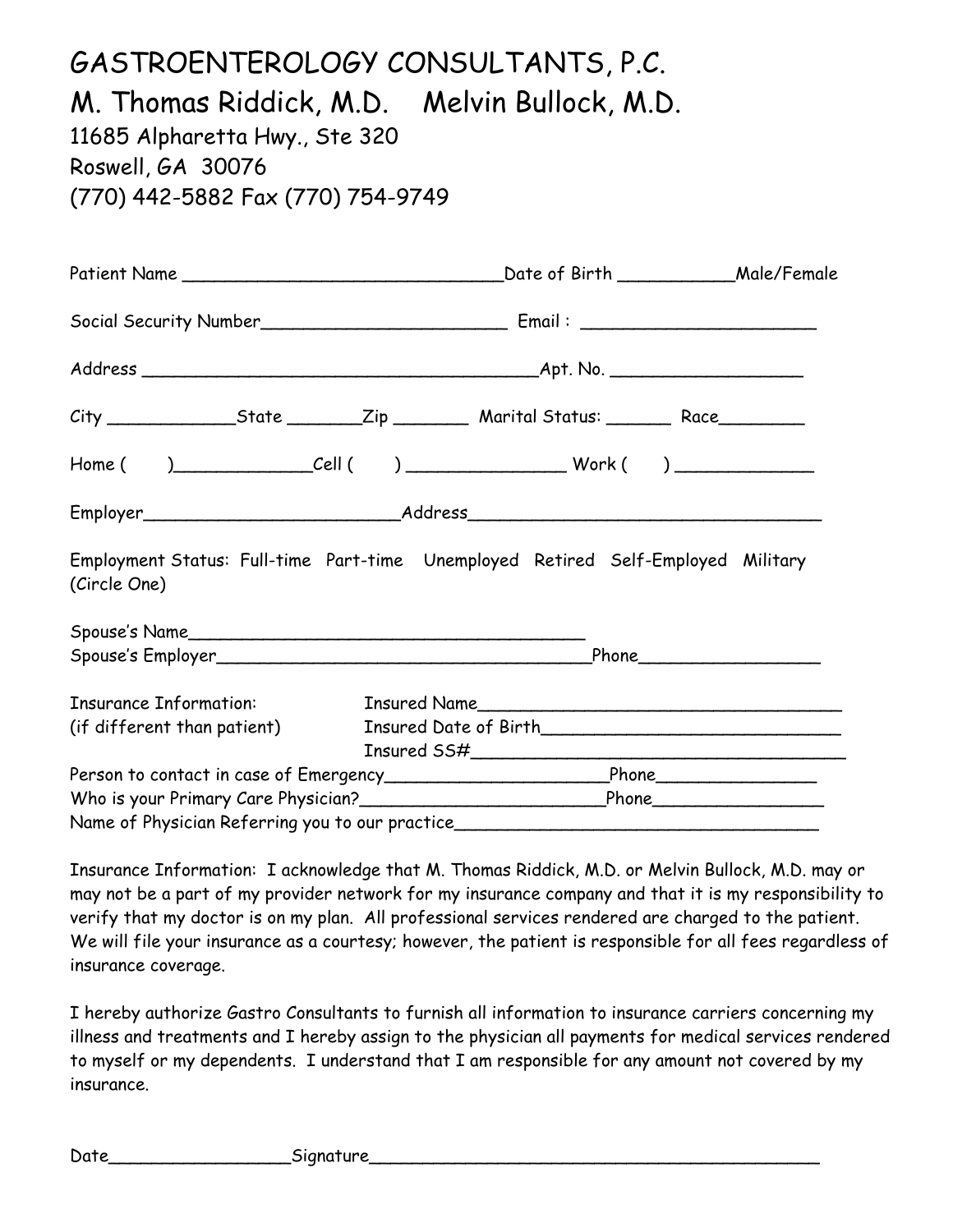# GASTROENTEROLOGY CONSULTANTS, P.C.

## M. Thomas Riddick, M.D. Melvin Bullock, M.D.

11685 Alpharetta Hwy., Ste 320
Roswell, GA 30076
(770) 442-5882 Fax (770) 754-9749

Patient Name ______________________________Date of Birth __________Male/Female

Social Security Number______________________ Email : ____________________

Address _____________________________________Apt. No. _________________

City ___________State _______Zip _______ Marital Status: ______ Race________

Home ( )____________Cell ( ) ______________ Work ( ) ____________

Employer______________________Address_______________________________

Employment Status: Full-time Part-time Unemployed Retired Self-Employed Military
(Circle One)

Spouse's Name_____________________________________
Spouse's Employer__________________________________Phone________________

Insurance Information: Insured Name_________________________________
(if different than patient) Insured Date of Birth___________________________
Insured SS#___________________________________

Person to contact in case of Emergency_____________________Phone_______________
Who is your Primary Care Physician?_______________________Phone________________
Name of Physician Referring you to our practice___________________________________

Insurance Information: I acknowledge that M. Thomas Riddick, M.D. or Melvin Bullock, M.D. may or may not be a part of my provider network for my insurance company and that it is my responsibility to verify that my doctor is on my plan. All professional services rendered are charged to the patient. We will file your insurance as a courtesy; however, the patient is responsible for all fees regardless of insurance coverage.

I hereby authorize Gastro Consultants to furnish all information to insurance carriers concerning my illness and treatments and I hereby assign to the physician all payments for medical services rendered to myself or my dependents. I understand that I am responsible for any amount not covered by my insurance.

Date________________Signature___________________________________________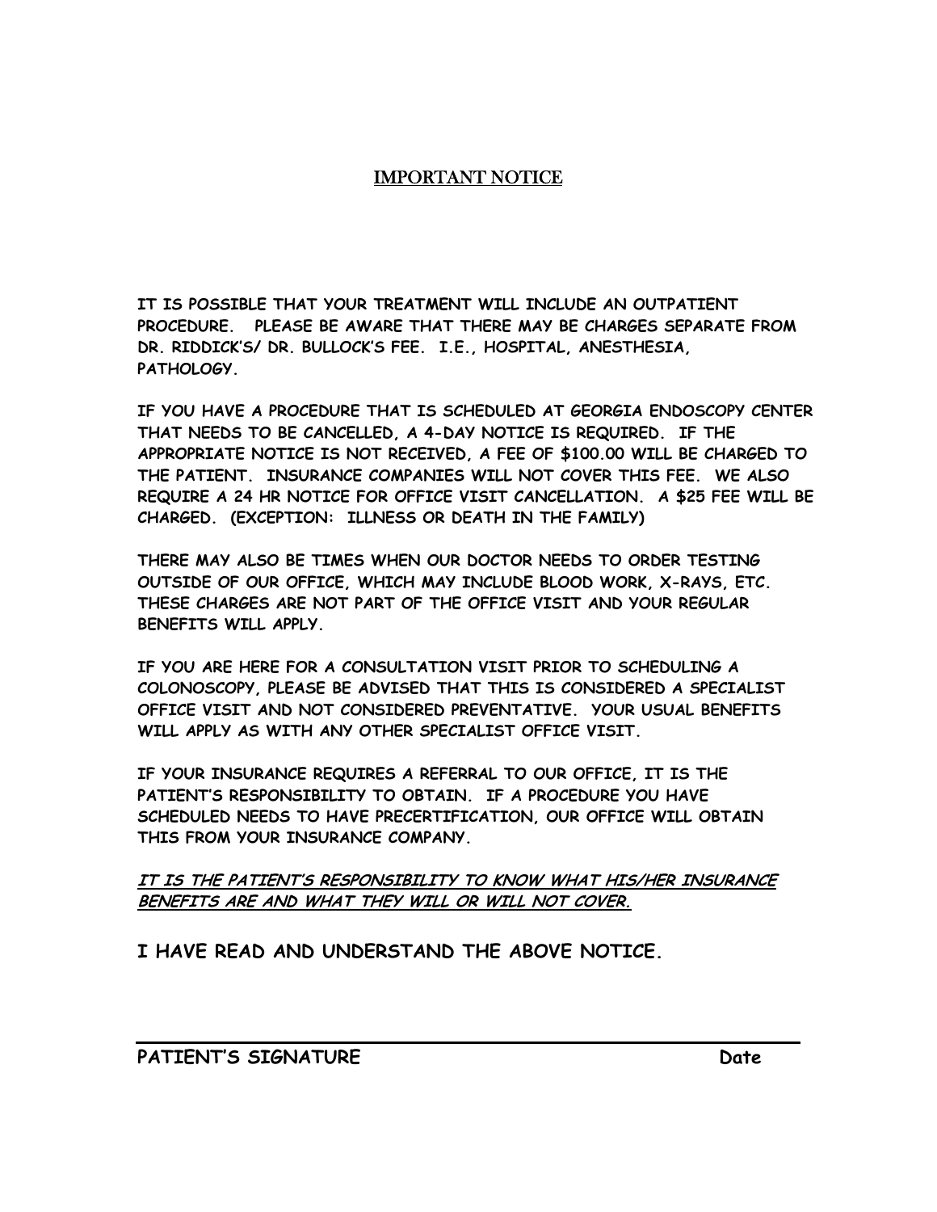# IMPORTANT NOTICE

**IT IS POSSIBLE THAT YOUR TREATMENT WILL INCLUDE AN OUTPATIENT PROCEDURE. PLEASE BE AWARE THAT THERE MAY BE CHARGES SEPARATE FROM DR. RIDDICK'S/ DR. BULLOCK'S FEE. I.E., HOSPITAL, ANESTHESIA, PATHOLOGY.**

**IF YOU HAVE A PROCEDURE THAT IS SCHEDULED AT GEORGIA ENDOSCOPY CENTER THAT NEEDS TO BE CANCELLED, A 4-DAY NOTICE IS REQUIRED. IF THE APPROPRIATE NOTICE IS NOT RECEIVED, A FEE OF $100.00 WILL BE CHARGED TO THE PATIENT. INSURANCE COMPANIES WILL NOT COVER THIS FEE. WE ALSO REQUIRE A 24 HR NOTICE FOR OFFICE VISIT CANCELLATION. A $25 FEE WILL BE CHARGED. (EXCEPTION: ILLNESS OR DEATH IN THE FAMILY)**

**THERE MAY ALSO BE TIMES WHEN OUR DOCTOR NEEDS TO ORDER TESTING OUTSIDE OF OUR OFFICE, WHICH MAY INCLUDE BLOOD WORK, X-RAYS, ETC. THESE CHARGES ARE NOT PART OF THE OFFICE VISIT AND YOUR REGULAR BENEFITS WILL APPLY.**

**IF YOU ARE HERE FOR A CONSULTATION VISIT PRIOR TO SCHEDULING A COLONOSCOPY, PLEASE BE ADVISED THAT THIS IS CONSIDERED A SPECIALIST OFFICE VISIT AND NOT CONSIDERED PREVENTATIVE. YOUR USUAL BENEFITS WILL APPLY AS WITH ANY OTHER SPECIALIST OFFICE VISIT.**

**IF YOUR INSURANCE REQUIRES A REFERRAL TO OUR OFFICE, IT IS THE PATIENT'S RESPONSIBILITY TO OBTAIN. IF A PROCEDURE YOU HAVE SCHEDULED NEEDS TO HAVE PRECERTIFICATION, OUR OFFICE WILL OBTAIN THIS FROM YOUR INSURANCE COMPANY.**

***IT IS THE PATIENT'S RESPONSIBILITY TO KNOW WHAT HIS/HER INSURANCE BENEFITS ARE AND WHAT THEY WILL OR WILL NOT COVER.***

**I HAVE READ AND UNDERSTAND THE ABOVE NOTICE.**

\_\_\_\_\_\_\_\_\_\_\_\_\_\_\_\_\_\_\_\_\_\_\_\_\_\_\_\_\_\_\_\_\_\_\_\_\_\_\_\_\_\_\_\_\_\_\_\_

**PATIENT'S SIGNATURE** **Date**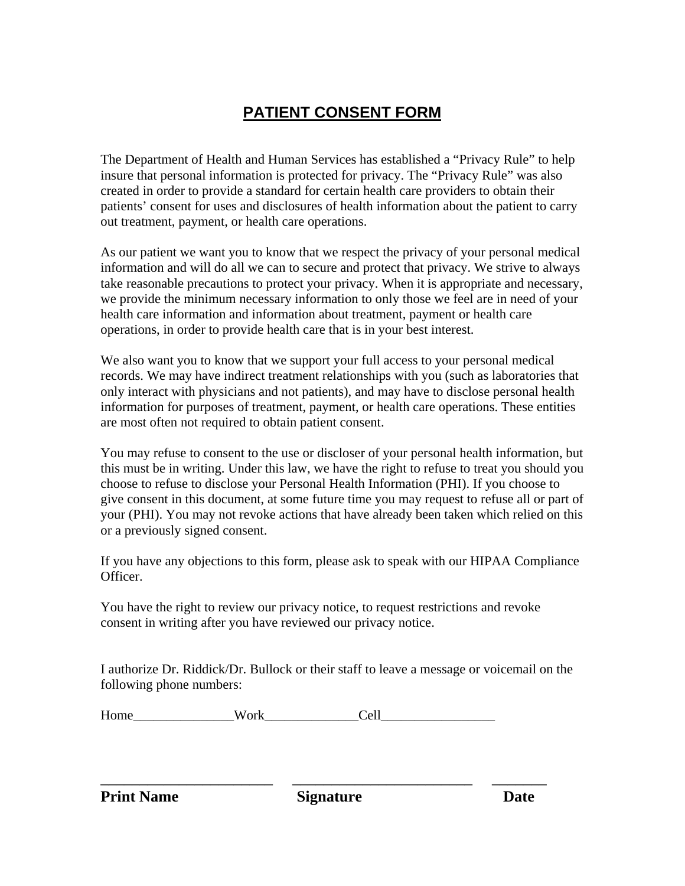# PATIENT CONSENT FORM

The Department of Health and Human Services has established a "Privacy Rule" to help insure that personal information is protected for privacy. The "Privacy Rule" was also created in order to provide a standard for certain health care providers to obtain their patients' consent for uses and disclosures of health information about the patient to carry out treatment, payment, or health care operations.

As our patient we want you to know that we respect the privacy of your personal medical information and will do all we can to secure and protect that privacy. We strive to always take reasonable precautions to protect your privacy. When it is appropriate and necessary, we provide the minimum necessary information to only those we feel are in need of your health care information and information about treatment, payment or health care operations, in order to provide health care that is in your best interest.

We also want you to know that we support your full access to your personal medical records. We may have indirect treatment relationships with you (such as laboratories that only interact with physicians and not patients), and may have to disclose personal health information for purposes of treatment, payment, or health care operations. These entities are most often not required to obtain patient consent.

You may refuse to consent to the use or discloser of your personal health information, but this must be in writing. Under this law, we have the right to refuse to treat you should you choose to refuse to disclose your Personal Health Information (PHI). If you choose to give consent in this document, at some future time you may request to refuse all or part of your (PHI). You may not revoke actions that have already been taken which relied on this or a previously signed consent.

If you have any objections to this form, please ask to speak with our HIPAA Compliance Officer.

You have the right to review our privacy notice, to request restrictions and revoke consent in writing after you have reviewed our privacy notice.

I authorize Dr. Riddick/Dr. Bullock or their staff to leave a message or voicemail on the following phone numbers:

Home_______________Work______________Cell_________________

_________________________ _________________________ ________

**Print Name** **Signature** **Date**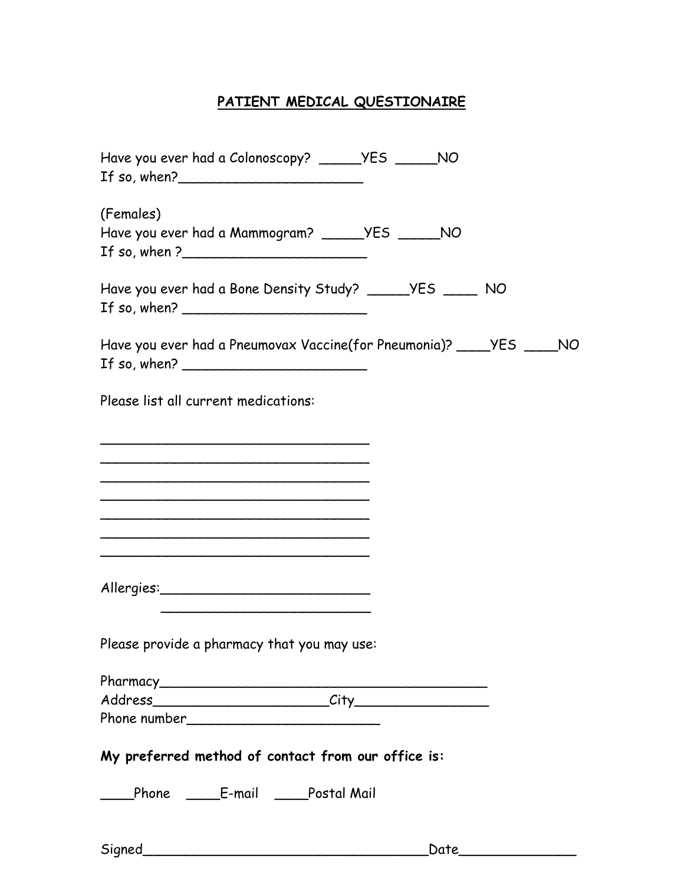## PATIENT MEDICAL QUESTIONAIRE

Have you ever had a Colonoscopy? _____YES _____NO
If so, when?______________________

(Females)
Have you ever had a Mammogram? _____YES _____NO
If so, when ?______________________

Have you ever had a Bone Density Study? _____YES ____ NO
If so, when? ______________________

Have you ever had a Pneumovax Vaccine(for Pneumonia)? ____YES ____NO
If so, when? ______________________

Please list all current medications:

________________________________
________________________________
________________________________
________________________________
________________________________
________________________________
________________________________

Allergies:_________________________
_________________________

Please provide a pharmacy that you may use:

Pharmacy________________________________________
Address_____________________City________________
Phone number________________________

**My preferred method of contact from our office is:**

____Phone ____E-mail ____Postal Mail

Signed___________________________________Date_____________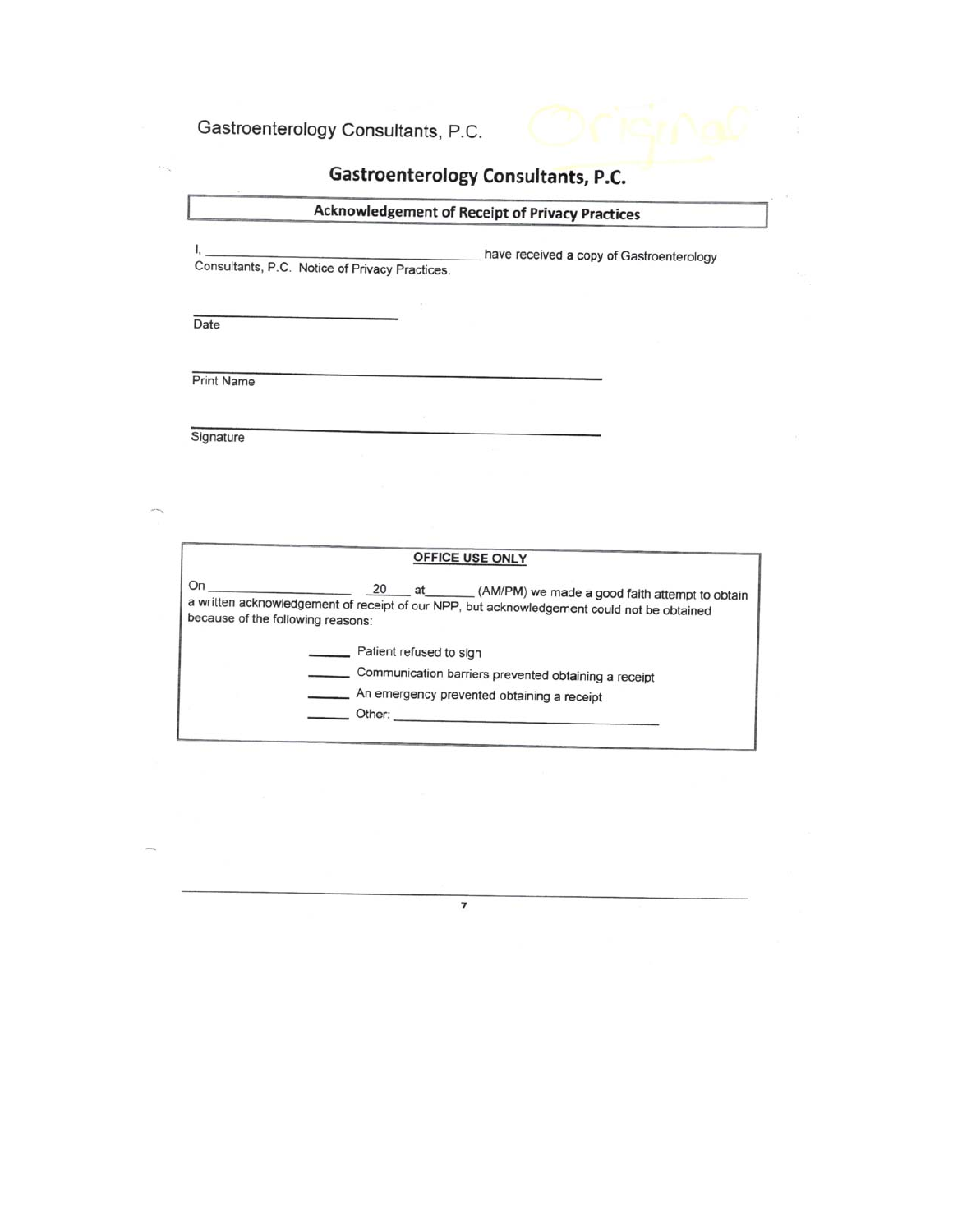Gastroenterology Consultants, P.C.

# Gastroenterology Consultants, P.C.

## Acknowledgement of Receipt of Privacy Practices

I, ________________________________________ have received a copy of Gastroenterology Consultants, P.C. Notice of Privacy Practices.

______________________
Date

______________________________________________
Print Name

______________________________________________
Signature

**OFFICE USE ONLY**

On ________________ 20____ at______ (AM/PM) we made a good faith attempt to obtain a written acknowledgement of receipt of our NPP, but acknowledgement could not be obtained because of the following reasons:

- ______ Patient refused to sign
- ______ Communication barriers prevented obtaining a receipt
- ______ An emergency prevented obtaining a receipt
- ______ Other: ______________________________